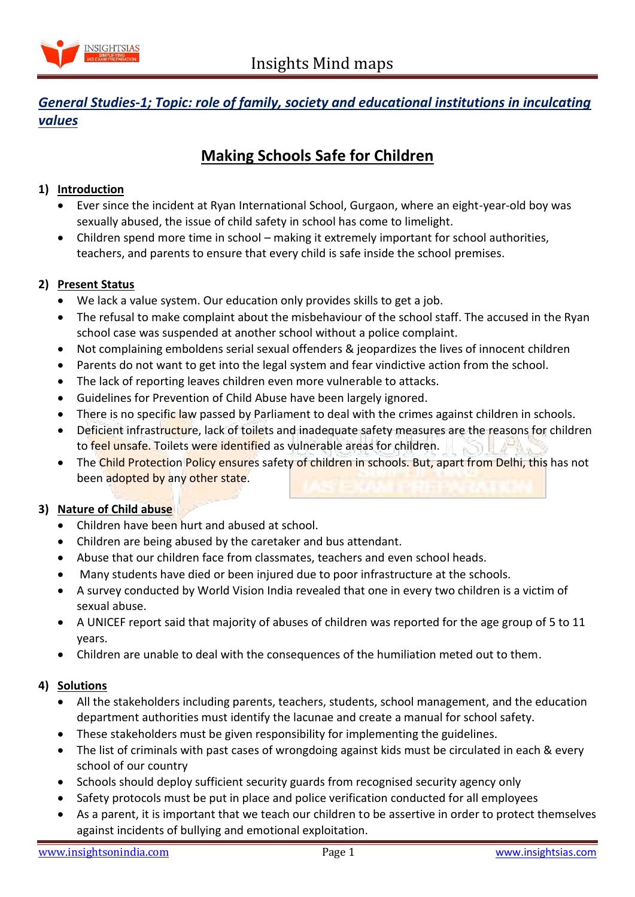*General Studies-1; Topic: role of family, society and educational institutions in inculcating values*

# Making Schools Safe for Children

## 1) Introduction

- Ever since the incident at Ryan International School, Gurgaon, where an eight-year-old boy was sexually abused, the issue of child safety in school has come to limelight.
- Children spend more time in school – making it extremely important for school authorities, teachers, and parents to ensure that every child is safe inside the school premises.

## 2) Present Status

- We lack a value system. Our education only provides skills to get a job.
- The refusal to make complaint about the misbehaviour of the school staff. The accused in the Ryan school case was suspended at another school without a police complaint.
- Not complaining emboldens serial sexual offenders & jeopardizes the lives of innocent children
- Parents do not want to get into the legal system and fear vindictive action from the school.
- The lack of reporting leaves children even more vulnerable to attacks.
- Guidelines for Prevention of Child Abuse have been largely ignored.
- There is no specific law passed by Parliament to deal with the crimes against children in schools.
- Deficient infrastructure, lack of toilets and inadequate safety measures are the reasons for children to feel unsafe. Toilets were identified as vulnerable areas for children.
- The Child Protection Policy ensures safety of children in schools. But, apart from Delhi, this has not been adopted by any other state.

## 3) Nature of Child abuse

- Children have been hurt and abused at school.
- Children are being abused by the caretaker and bus attendant.
- Abuse that our children face from classmates, teachers and even school heads.
- Many students have died or been injured due to poor infrastructure at the schools.
- A survey conducted by World Vision India revealed that one in every two children is a victim of sexual abuse.
- A UNICEF report said that majority of abuses of children was reported for the age group of 5 to 11 years.
- Children are unable to deal with the consequences of the humiliation meted out to them.

## 4) Solutions

- All the stakeholders including parents, teachers, students, school management, and the education department authorities must identify the lacunae and create a manual for school safety.
- These stakeholders must be given responsibility for implementing the guidelines.
- The list of criminals with past cases of wrongdoing against kids must be circulated in each & every school of our country
- Schools should deploy sufficient security guards from recognised security agency only
- Safety protocols must be put in place and police verification conducted for all employees
- As a parent, it is important that we teach our children to be assertive in order to protect themselves against incidents of bullying and emotional exploitation.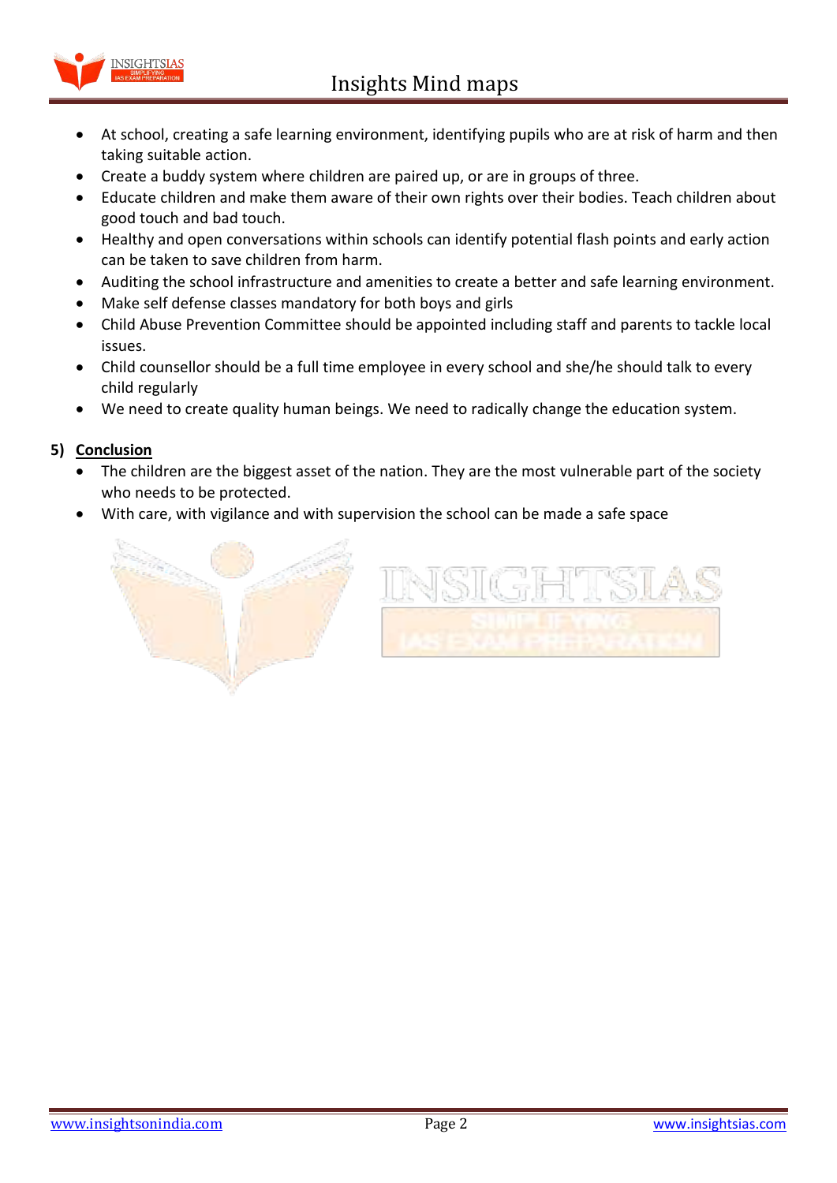- At school, creating a safe learning environment, identifying pupils who are at risk of harm and then taking suitable action.
- Create a buddy system where children are paired up, or are in groups of three.
- Educate children and make them aware of their own rights over their bodies. Teach children about good touch and bad touch.
- Healthy and open conversations within schools can identify potential flash points and early action can be taken to save children from harm.
- Auditing the school infrastructure and amenities to create a better and safe learning environment.
- Make self defense classes mandatory for both boys and girls
- Child Abuse Prevention Committee should be appointed including staff and parents to tackle local issues.
- Child counsellor should be a full time employee in every school and she/he should talk to every child regularly
- We need to create quality human beings. We need to radically change the education system.

## 5) Conclusion

- The children are the biggest asset of the nation. They are the most vulnerable part of the society who needs to be protected.
- With care, with vigilance and with supervision the school can be made a safe space